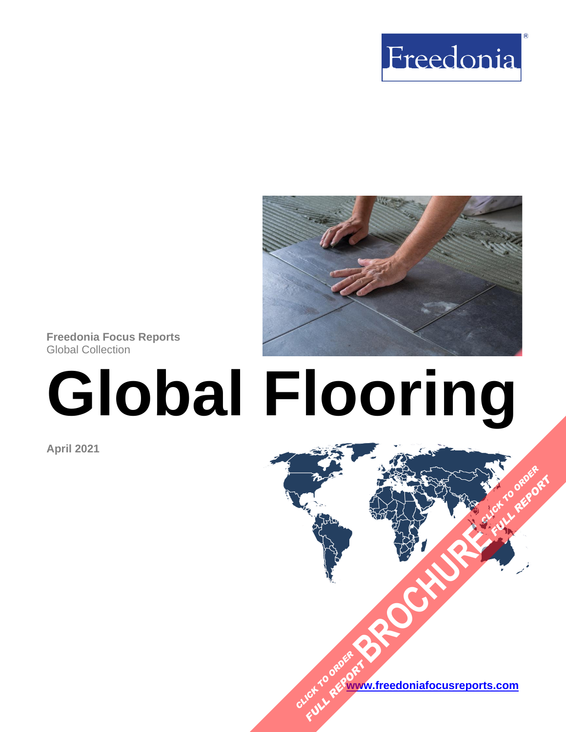Freedonia

**Freedonia Focus Reports**
Global Collection

# Global Flooring

**April 2021**

[www.freedoniafocusreports.com](www.freedoniafocusreports.com)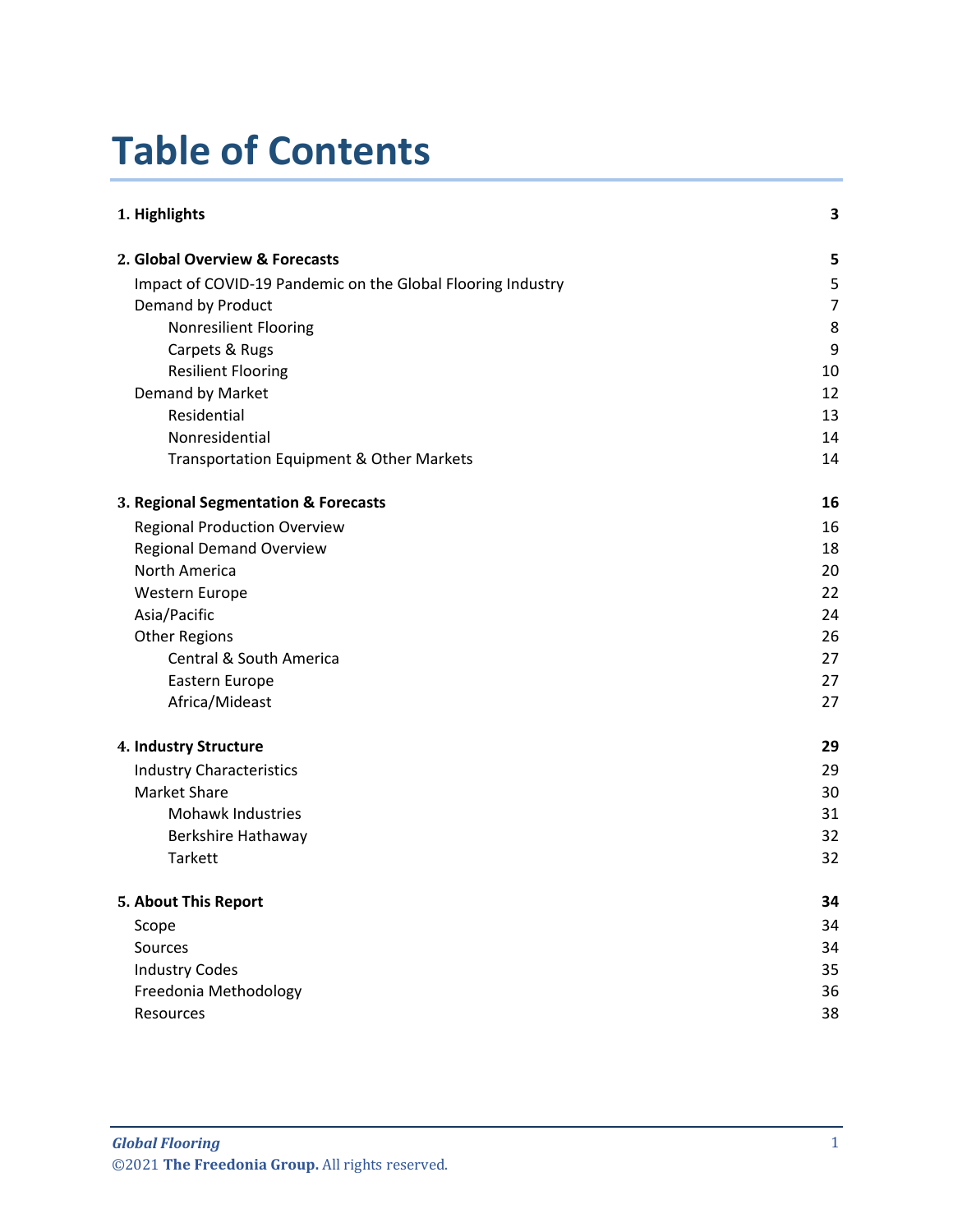# Table of Contents

| | |
|---|---|
| **1. Highlights** | **3** |
| **2. Global Overview & Forecasts** | **5** |
| Impact of COVID-19 Pandemic on the Global Flooring Industry | 5 |
| Demand by Product | 7 |
| Nonresilient Flooring | 8 |
| Carpets & Rugs | 9 |
| Resilient Flooring | 10 |
| Demand by Market | 12 |
| Residential | 13 |
| Nonresidential | 14 |
| Transportation Equipment & Other Markets | 14 |
| **3. Regional Segmentation & Forecasts** | **16** |
| Regional Production Overview | 16 |
| Regional Demand Overview | 18 |
| North America | 20 |
| Western Europe | 22 |
| Asia/Pacific | 24 |
| Other Regions | 26 |
| Central & South America | 27 |
| Eastern Europe | 27 |
| Africa/Mideast | 27 |
| **4. Industry Structure** | **29** |
| Industry Characteristics | 29 |
| Market Share | 30 |
| Mohawk Industries | 31 |
| Berkshire Hathaway | 32 |
| Tarkett | 32 |
| **5. About This Report** | **34** |
| Scope | 34 |
| Sources | 34 |
| Industry Codes | 35 |
| Freedonia Methodology | 36 |
| Resources | 38 |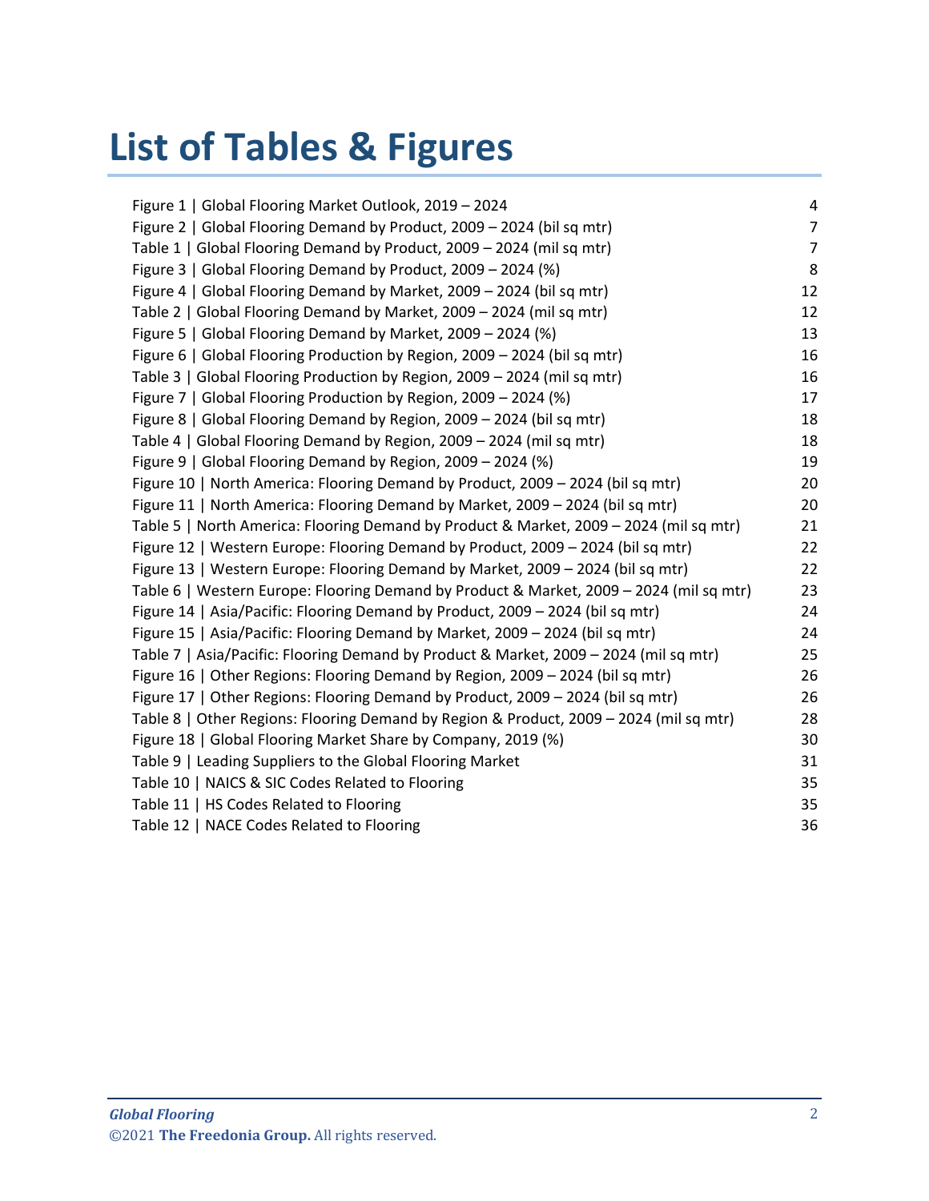# List of Tables & Figures

| | |
|---|---|
| Figure 1 \| Global Flooring Market Outlook, 2019 – 2024 | 4 |
| Figure 2 \| Global Flooring Demand by Product, 2009 – 2024 (bil sq mtr) | 7 |
| Table 1 \| Global Flooring Demand by Product, 2009 – 2024 (mil sq mtr) | 7 |
| Figure 3 \| Global Flooring Demand by Product, 2009 – 2024 (%) | 8 |
| Figure 4 \| Global Flooring Demand by Market, 2009 – 2024 (bil sq mtr) | 12 |
| Table 2 \| Global Flooring Demand by Market, 2009 – 2024 (mil sq mtr) | 12 |
| Figure 5 \| Global Flooring Demand by Market, 2009 – 2024 (%) | 13 |
| Figure 6 \| Global Flooring Production by Region, 2009 – 2024 (bil sq mtr) | 16 |
| Table 3 \| Global Flooring Production by Region, 2009 – 2024 (mil sq mtr) | 16 |
| Figure 7 \| Global Flooring Production by Region, 2009 – 2024 (%) | 17 |
| Figure 8 \| Global Flooring Demand by Region, 2009 – 2024 (bil sq mtr) | 18 |
| Table 4 \| Global Flooring Demand by Region, 2009 – 2024 (mil sq mtr) | 18 |
| Figure 9 \| Global Flooring Demand by Region, 2009 – 2024 (%) | 19 |
| Figure 10 \| North America: Flooring Demand by Product, 2009 – 2024 (bil sq mtr) | 20 |
| Figure 11 \| North America: Flooring Demand by Market, 2009 – 2024 (bil sq mtr) | 20 |
| Table 5 \| North America: Flooring Demand by Product & Market, 2009 – 2024 (mil sq mtr) | 21 |
| Figure 12 \| Western Europe: Flooring Demand by Product, 2009 – 2024 (bil sq mtr) | 22 |
| Figure 13 \| Western Europe: Flooring Demand by Market, 2009 – 2024 (bil sq mtr) | 22 |
| Table 6 \| Western Europe: Flooring Demand by Product & Market, 2009 – 2024 (mil sq mtr) | 23 |
| Figure 14 \| Asia/Pacific: Flooring Demand by Product, 2009 – 2024 (bil sq mtr) | 24 |
| Figure 15 \| Asia/Pacific: Flooring Demand by Market, 2009 – 2024 (bil sq mtr) | 24 |
| Table 7 \| Asia/Pacific: Flooring Demand by Product & Market, 2009 – 2024 (mil sq mtr) | 25 |
| Figure 16 \| Other Regions: Flooring Demand by Region, 2009 – 2024 (bil sq mtr) | 26 |
| Figure 17 \| Other Regions: Flooring Demand by Product, 2009 – 2024 (bil sq mtr) | 26 |
| Table 8 \| Other Regions: Flooring Demand by Region & Product, 2009 – 2024 (mil sq mtr) | 28 |
| Figure 18 \| Global Flooring Market Share by Company, 2019 (%) | 30 |
| Table 9 \| Leading Suppliers to the Global Flooring Market | 31 |
| Table 10 \| NAICS & SIC Codes Related to Flooring | 35 |
| Table 11 \| HS Codes Related to Flooring | 35 |
| Table 12 \| NACE Codes Related to Flooring | 36 |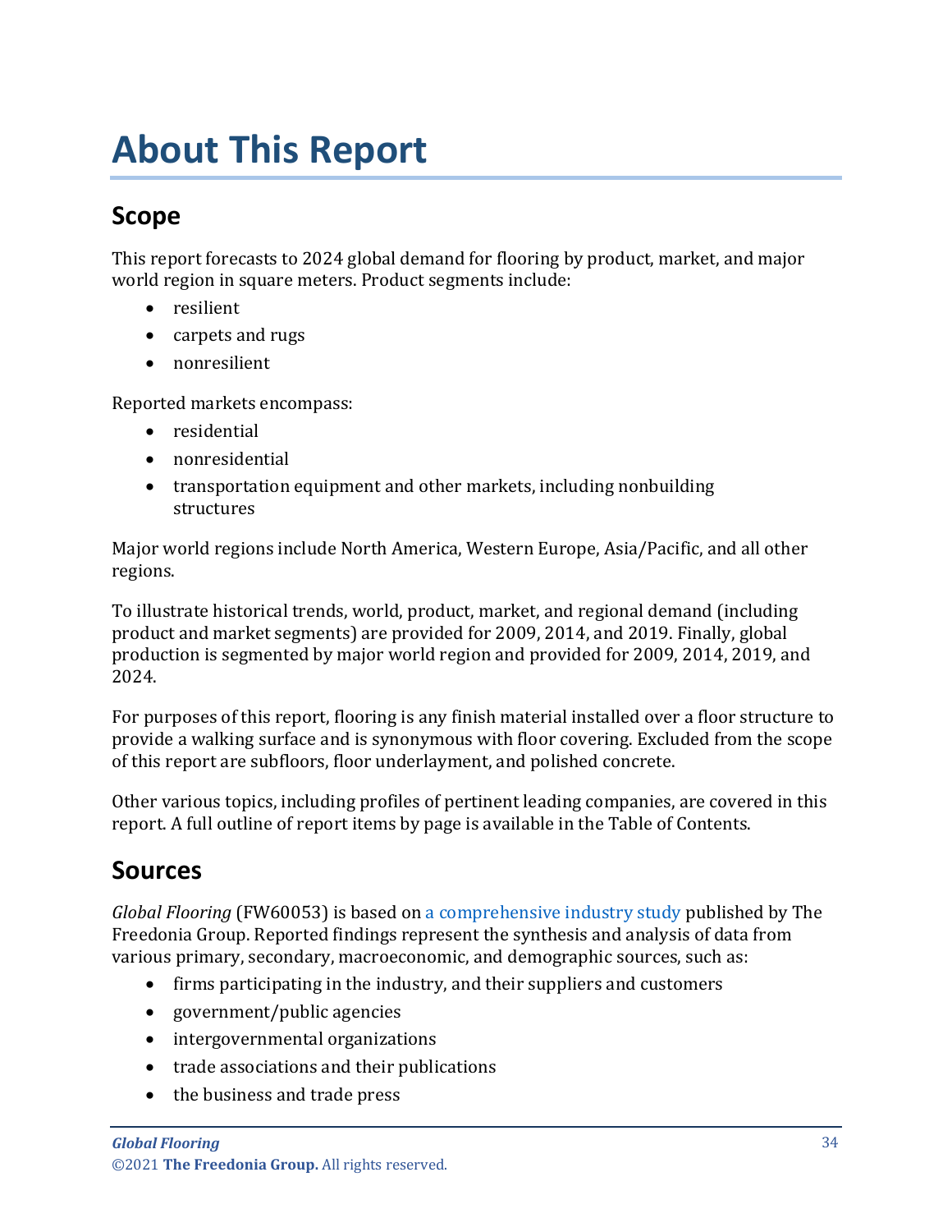# About This Report

## Scope

This report forecasts to 2024 global demand for flooring by product, market, and major world region in square meters. Product segments include:

- resilient
- carpets and rugs
- nonresilient

Reported markets encompass:

- residential
- nonresidential
- transportation equipment and other markets, including nonbuilding structures

Major world regions include North America, Western Europe, Asia/Pacific, and all other regions.

To illustrate historical trends, world, product, market, and regional demand (including product and market segments) are provided for 2009, 2014, and 2019. Finally, global production is segmented by major world region and provided for 2009, 2014, 2019, and 2024.

For purposes of this report, flooring is any finish material installed over a floor structure to provide a walking surface and is synonymous with floor covering. Excluded from the scope of this report are subfloors, floor underlayment, and polished concrete.

Other various topics, including profiles of pertinent leading companies, are covered in this report. A full outline of report items by page is available in the Table of Contents.

## Sources

*Global Flooring* (FW60053) is based on a comprehensive industry study published by The Freedonia Group. Reported findings represent the synthesis and analysis of data from various primary, secondary, macroeconomic, and demographic sources, such as:

- firms participating in the industry, and their suppliers and customers
- government/public agencies
- intergovernmental organizations
- trade associations and their publications
- the business and trade press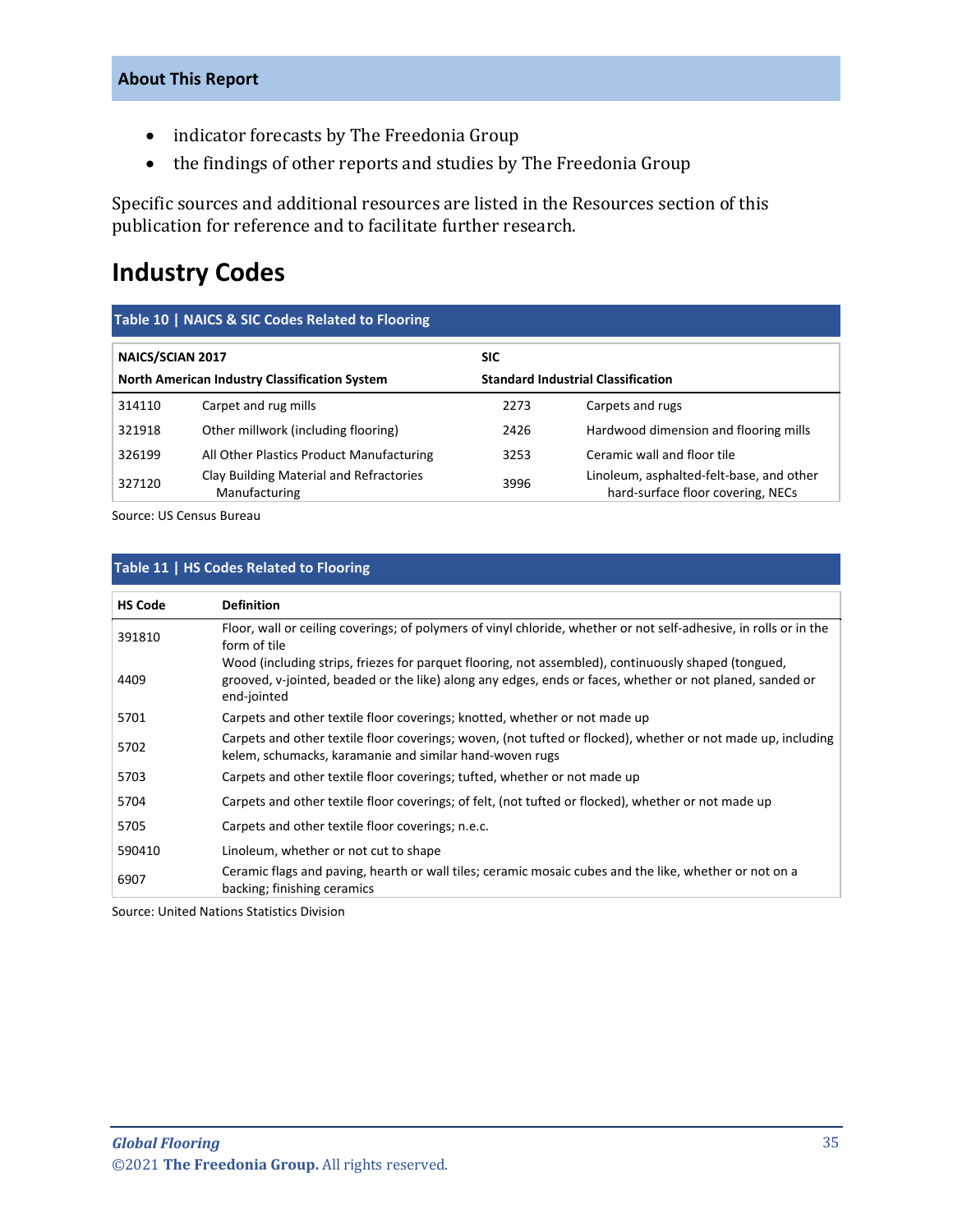## About This Report

- indicator forecasts by The Freedonia Group
- the findings of other reports and studies by The Freedonia Group

Specific sources and additional resources are listed in the Resources section of this publication for reference and to facilitate further research.

# Industry Codes

**Table 10 | NAICS & SIC Codes Related to Flooring**

| NAICS/SCIAN 2017 North American Industry Classification System | | SIC Standard Industrial Classification | |
|---|---|---|---|
| 314110 | Carpet and rug mills | 2273 | Carpets and rugs |
| 321918 | Other millwork (including flooring) | 2426 | Hardwood dimension and flooring mills |
| 326199 | All Other Plastics Product Manufacturing | 3253 | Ceramic wall and floor tile |
| 327120 | Clay Building Material and Refractories Manufacturing | 3996 | Linoleum, asphalted-felt-base, and other hard-surface floor covering, NECs |

Source: US Census Bureau

**Table 11 | HS Codes Related to Flooring**

| HS Code | Definition |
|---|---|
| 391810 | Floor, wall or ceiling coverings; of polymers of vinyl chloride, whether or not self-adhesive, in rolls or in the form of tile |
| 4409 | Wood (including strips, friezes for parquet flooring, not assembled), continuously shaped (tongued, grooved, v-jointed, beaded or the like) along any edges, ends or faces, whether or not planed, sanded or end-jointed |
| 5701 | Carpets and other textile floor coverings; knotted, whether or not made up |
| 5702 | Carpets and other textile floor coverings; woven, (not tufted or flocked), whether or not made up, including kelem, schumacks, karamanie and similar hand-woven rugs |
| 5703 | Carpets and other textile floor coverings; tufted, whether or not made up |
| 5704 | Carpets and other textile floor coverings; of felt, (not tufted or flocked), whether or not made up |
| 5705 | Carpets and other textile floor coverings; n.e.c. |
| 590410 | Linoleum, whether or not cut to shape |
| 6907 | Ceramic flags and paving, hearth or wall tiles; ceramic mosaic cubes and the like, whether or not on a backing; finishing ceramics |

Source: United Nations Statistics Division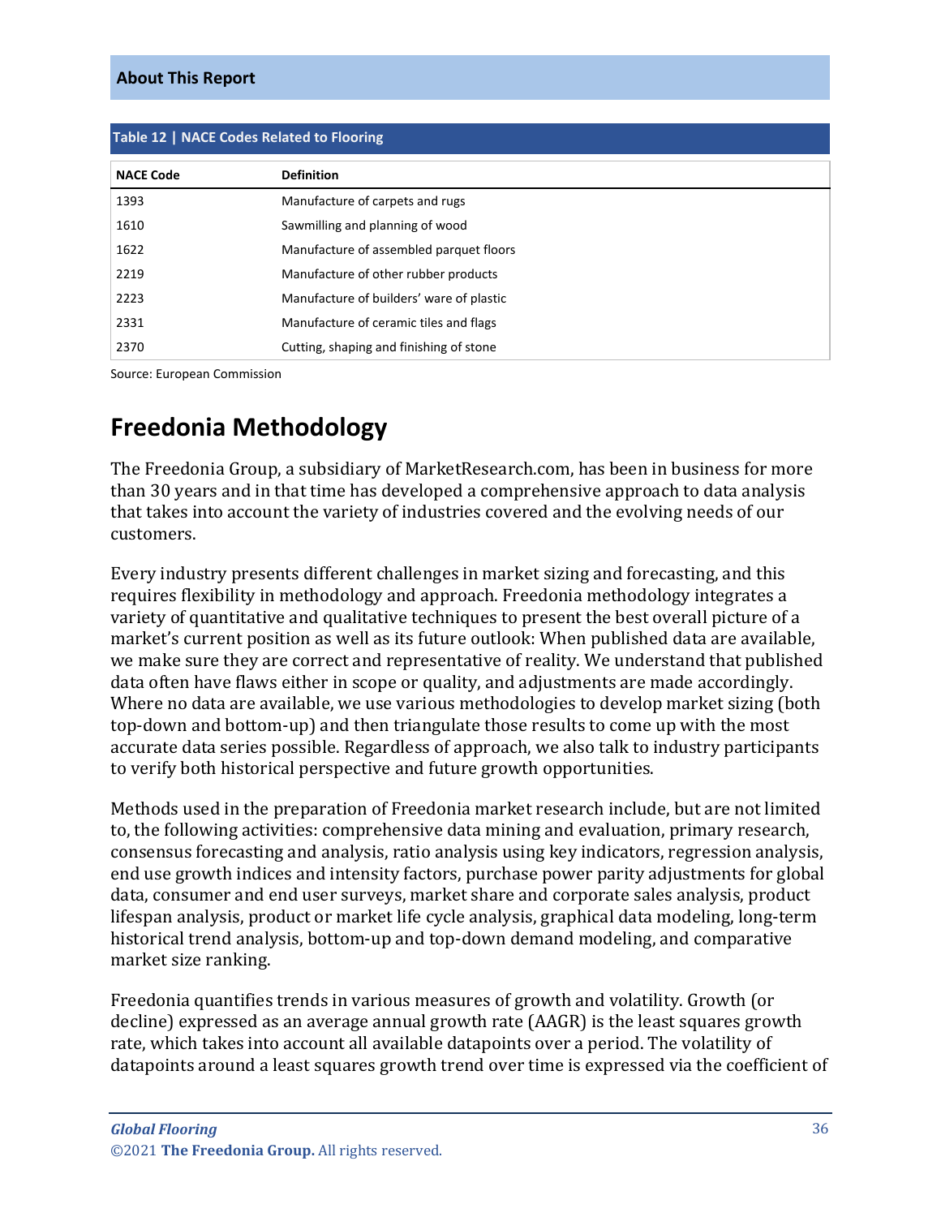Table 12 | NACE Codes Related to Flooring

| NACE Code | Definition |
|---|---|
| 1393 | Manufacture of carpets and rugs |
| 1610 | Sawmilling and planing of wood |
| 1622 | Manufacture of assembled parquet floors |
| 2219 | Manufacture of other rubber products |
| 2223 | Manufacture of builders' ware of plastic |
| 2331 | Manufacture of ceramic tiles and flags |
| 2370 | Cutting, shaping and finishing of stone |

Source: European Commission

# Freedonia Methodology

The Freedonia Group, a subsidiary of MarketResearch.com, has been in business for more than 30 years and in that time has developed a comprehensive approach to data analysis that takes into account the variety of industries covered and the evolving needs of our customers.

Every industry presents different challenges in market sizing and forecasting, and this requires flexibility in methodology and approach. Freedonia methodology integrates a variety of quantitative and qualitative techniques to present the best overall picture of a market's current position as well as its future outlook: When published data are available, we make sure they are correct and representative of reality. We understand that published data often have flaws either in scope or quality, and adjustments are made accordingly. Where no data are available, we use various methodologies to develop market sizing (both top-down and bottom-up) and then triangulate those results to come up with the most accurate data series possible. Regardless of approach, we also talk to industry participants to verify both historical perspective and future growth opportunities.

Methods used in the preparation of Freedonia market research include, but are not limited to, the following activities: comprehensive data mining and evaluation, primary research, consensus forecasting and analysis, ratio analysis using key indicators, regression analysis, end use growth indices and intensity factors, purchase power parity adjustments for global data, consumer and end user surveys, market share and corporate sales analysis, product lifespan analysis, product or market life cycle analysis, graphical data modeling, long-term historical trend analysis, bottom-up and top-down demand modeling, and comparative market size ranking.

Freedonia quantifies trends in various measures of growth and volatility. Growth (or decline) expressed as an average annual growth rate (AAGR) is the least squares growth rate, which takes into account all available datapoints over a period. The volatility of datapoints around a least squares growth trend over time is expressed via the coefficient of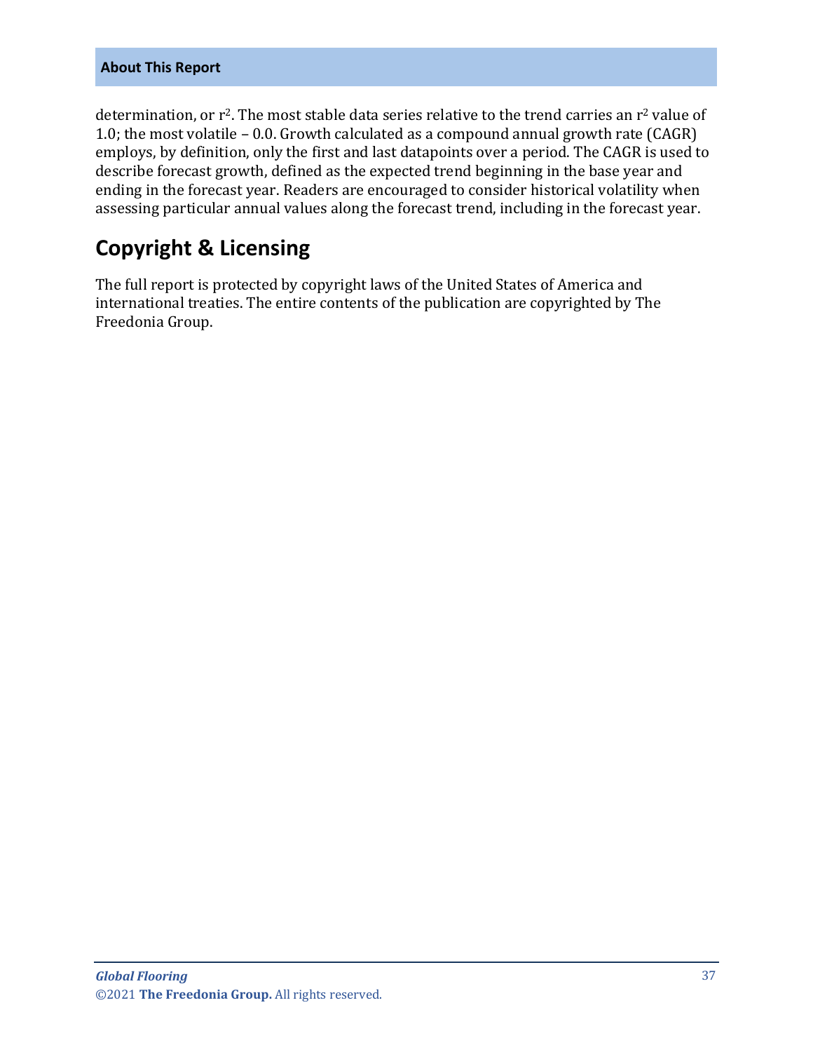determination, or $r^2$. The most stable data series relative to the trend carries an $r^2$ value of 1.0; the most volatile – 0.0. Growth calculated as a compound annual growth rate (CAGR) employs, by definition, only the first and last datapoints over a period. The CAGR is used to describe forecast growth, defined as the expected trend beginning in the base year and ending in the forecast year. Readers are encouraged to consider historical volatility when assessing particular annual values along the forecast trend, including in the forecast year.

## Copyright & Licensing

The full report is protected by copyright laws of the United States of America and international treaties. The entire contents of the publication are copyrighted by The Freedonia Group.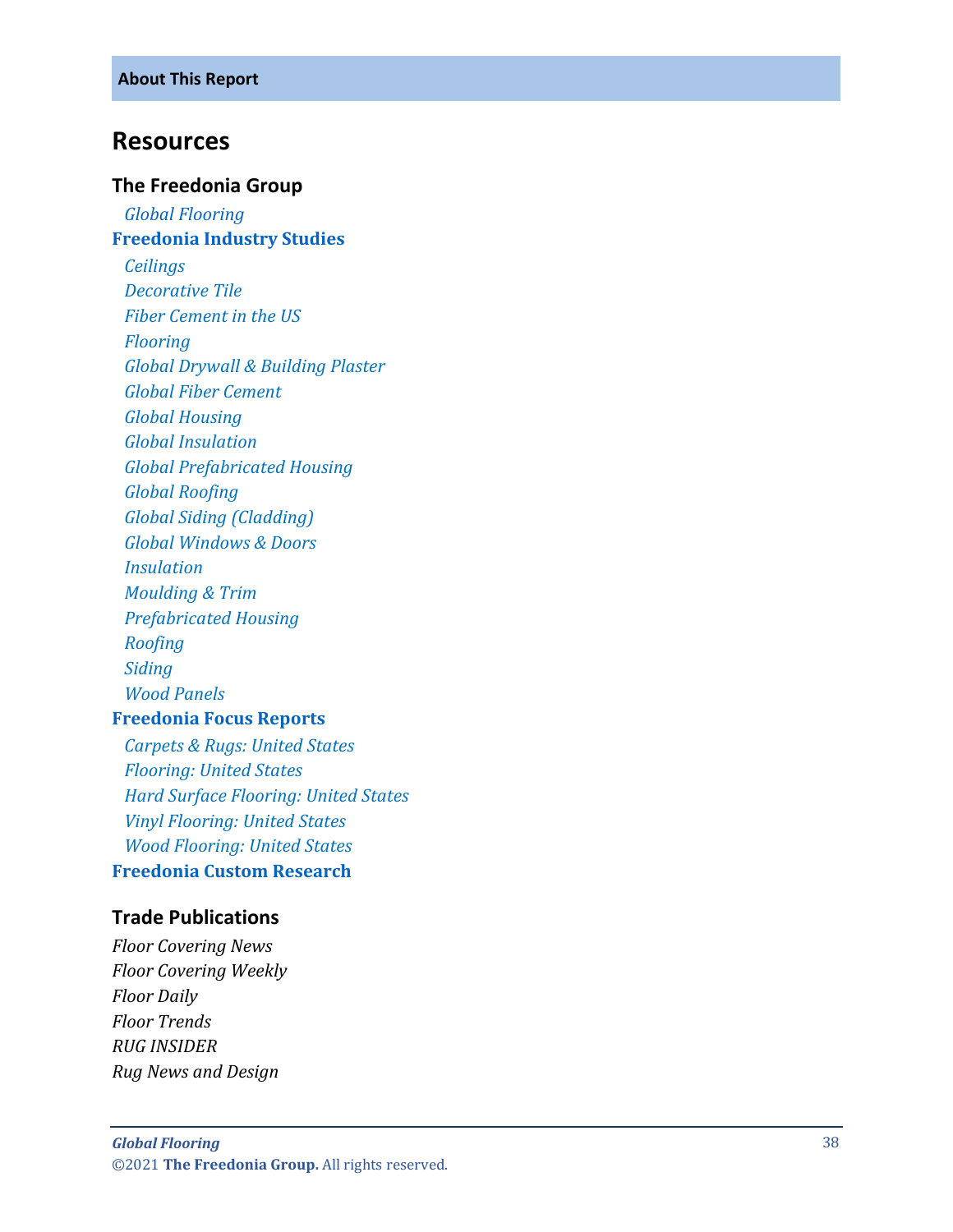## Resources

### The Freedonia Group

*Global Flooring*

**Freedonia Industry Studies**

*Ceilings*
*Decorative Tile*
*Fiber Cement in the US*
*Flooring*
*Global Drywall & Building Plaster*
*Global Fiber Cement*
*Global Housing*
*Global Insulation*
*Global Prefabricated Housing*
*Global Roofing*
*Global Siding (Cladding)*
*Global Windows & Doors*
*Insulation*
*Moulding & Trim*
*Prefabricated Housing*
*Roofing*
*Siding*
*Wood Panels*

**Freedonia Focus Reports**

*Carpets & Rugs: United States*
*Flooring: United States*
*Hard Surface Flooring: United States*
*Vinyl Flooring: United States*
*Wood Flooring: United States*

**Freedonia Custom Research**

### Trade Publications

*Floor Covering News*
*Floor Covering Weekly*
*Floor Daily*
*Floor Trends*
*RUG INSIDER*
*Rug News and Design*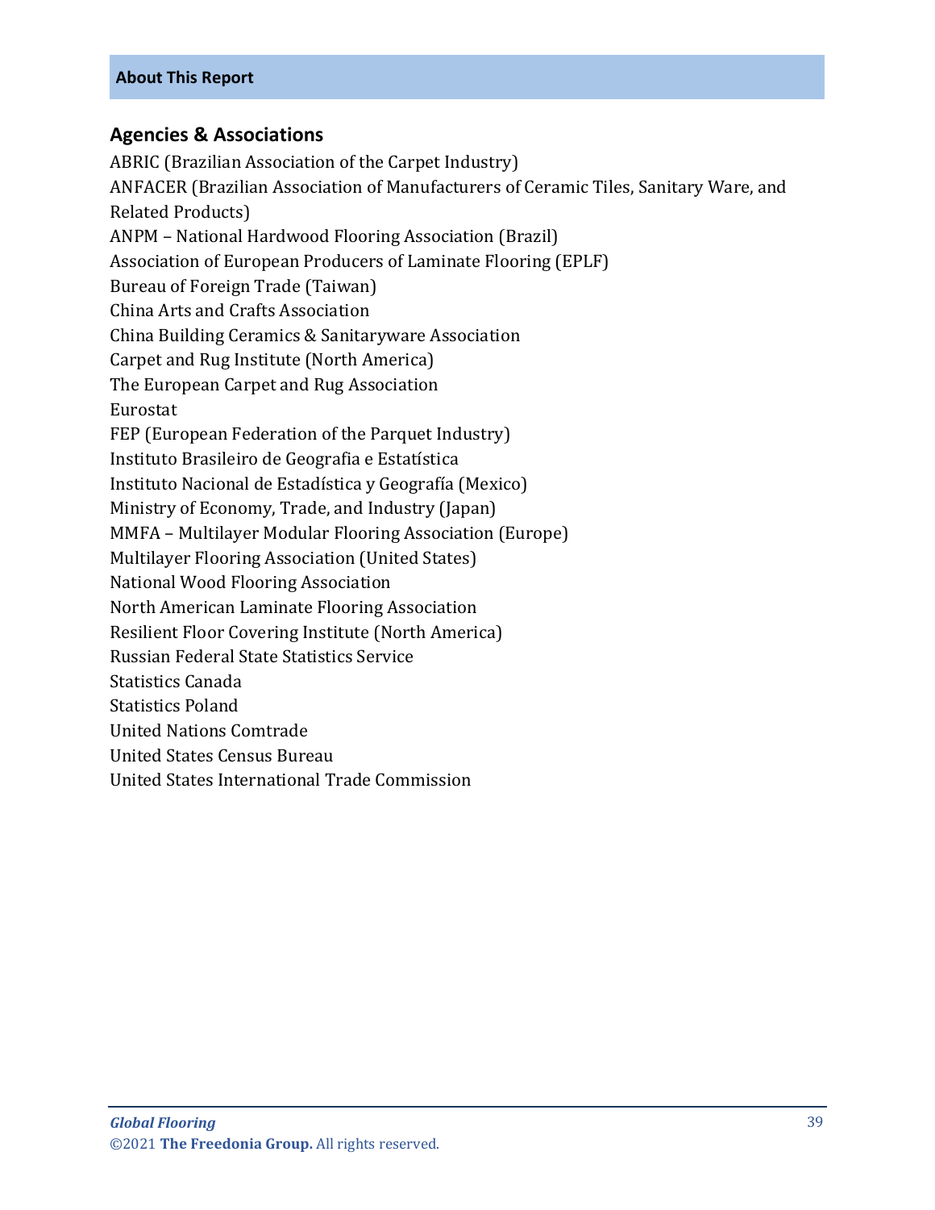## Agencies & Associations

ABRIC (Brazilian Association of the Carpet Industry)
ANFACER (Brazilian Association of Manufacturers of Ceramic Tiles, Sanitary Ware, and Related Products)
ANPM – National Hardwood Flooring Association (Brazil)
Association of European Producers of Laminate Flooring (EPLF)
Bureau of Foreign Trade (Taiwan)
China Arts and Crafts Association
China Building Ceramics & Sanitaryware Association
Carpet and Rug Institute (North America)
The European Carpet and Rug Association
Eurostat
FEP (European Federation of the Parquet Industry)
Instituto Brasileiro de Geografia e Estatística
Instituto Nacional de Estadística y Geografía (Mexico)
Ministry of Economy, Trade, and Industry (Japan)
MMFA – Multilayer Modular Flooring Association (Europe)
Multilayer Flooring Association (United States)
National Wood Flooring Association
North American Laminate Flooring Association
Resilient Floor Covering Institute (North America)
Russian Federal State Statistics Service
Statistics Canada
Statistics Poland
United Nations Comtrade
United States Census Bureau
United States International Trade Commission